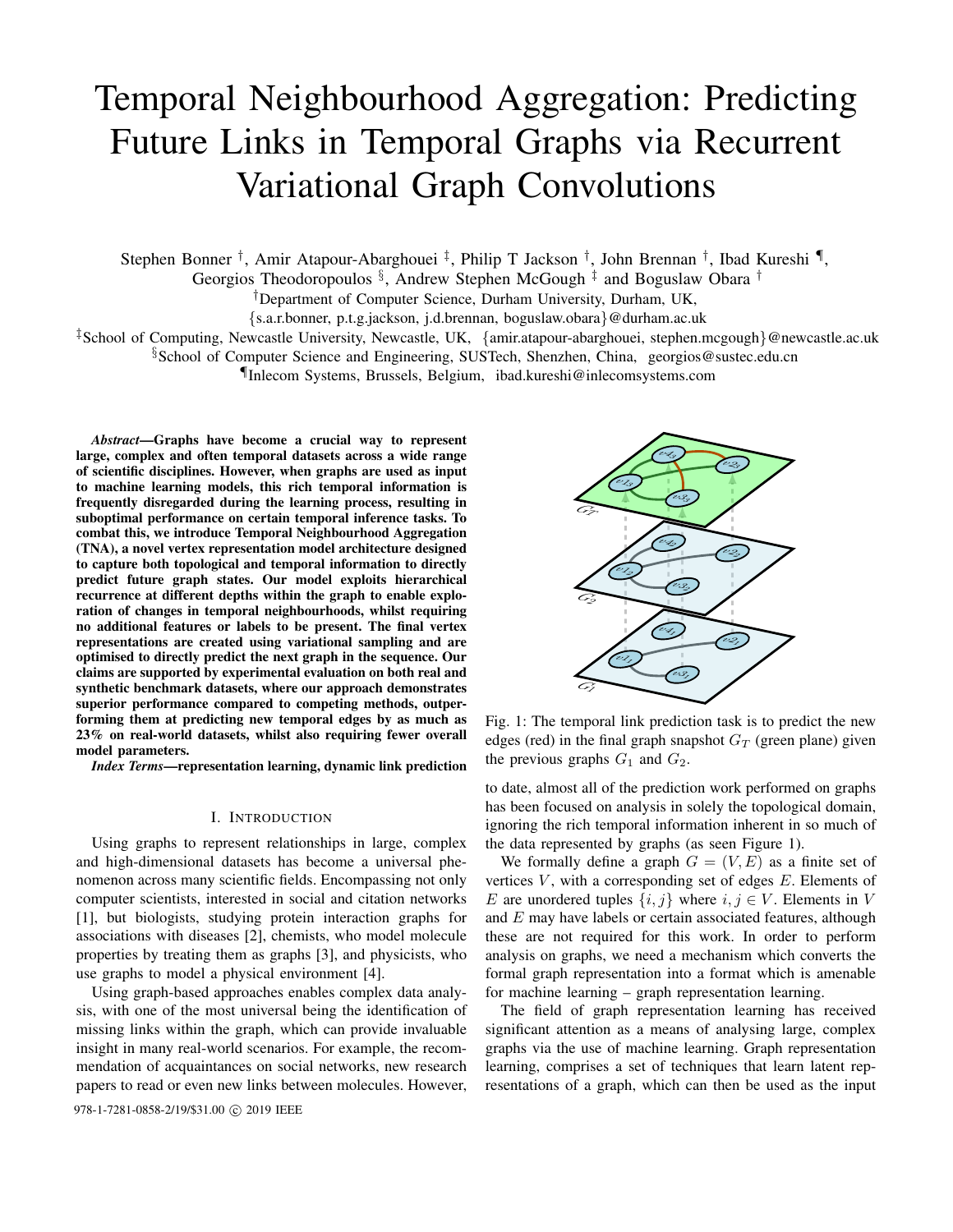# Temporal Neighbourhood Aggregation: Predicting Future Links in Temporal Graphs via Recurrent Variational Graph Convolutions

Stephen Bonner †, Amir Atapour-Abarghouei ‡, Philip T Jackson †, John Brennan †, Ibad Kureshi ¶, Georgios Theodoropoulos §, Andrew Stephen McGough ‡ and Boguslaw Obara †

†Department of Computer Science, Durham University, Durham, UK, {s.a.r.bonner, p.t.g.jackson, j.d.brennan, boguslaw.obara}@durham.ac.uk

‡School of Computing, Newcastle University, Newcastle, UK, {amir.atapour-abarghouei, stephen.mcgough}@newcastle.ac.uk

§School of Computer Science and Engineering, SUSTech, Shenzhen, China, georgios@sustec.edu.cn

¶Inlecom Systems, Brussels, Belgium, ibad.kureshi@inlecomsystems.com

***Abstract*—Graphs have become a crucial way to represent large, complex and often temporal datasets across a wide range of scientific disciplines. However, when graphs are used as input to machine learning models, this rich temporal information is frequently disregarded during the learning process, resulting in suboptimal performance on certain temporal inference tasks. To combat this, we introduce Temporal Neighbourhood Aggregation (TNA), a novel vertex representation model architecture designed to capture both topological and temporal information to directly predict future graph states. Our model exploits hierarchical recurrence at different depths within the graph to enable exploration of changes in temporal neighbourhoods, whilst requiring no additional features or labels to be present. The final vertex representations are created using variational sampling and are optimised to directly predict the next graph in the sequence. Our claims are supported by experimental evaluation on both real and synthetic benchmark datasets, where our approach demonstrates superior performance compared to competing methods, outperforming them at predicting new temporal edges by as much as 23% on real-world datasets, whilst also requiring fewer overall model parameters.**

***Index Terms*—representation learning, dynamic link prediction**

## I. Introduction

Using graphs to represent relationships in large, complex and high-dimensional datasets has become a universal phenomenon across many scientific fields. Encompassing not only computer scientists, interested in social and citation networks [1], but biologists, studying protein interaction graphs for associations with diseases [2], chemists, who model molecule properties by treating them as graphs [3], and physicists, who use graphs to model a physical environment [4].

Using graph-based approaches enables complex data analysis, with one of the most universal being the identification of missing links within the graph, which can provide invaluable insight in many real-world scenarios. For example, the recommendation of acquaintances on social networks, new research papers to read or even new links between molecules. However, to date, almost all of the prediction work performed on graphs has been focused on analysis in solely the topological domain, ignoring the rich temporal information inherent in so much of the data represented by graphs (as seen Figure 1).

Fig. 1: The temporal link prediction task is to predict the new edges (red) in the final graph snapshot $G_T$ (green plane) given the previous graphs $G_1$ and $G_2$.

We formally define a graph $G = (V, E)$ as a finite set of vertices $V$, with a corresponding set of edges $E$. Elements of $E$ are unordered tuples $\{i, j\}$ where $i, j \in V$. Elements in $V$ and $E$ may have labels or certain associated features, although these are not required for this work. In order to perform analysis on graphs, we need a mechanism which converts the formal graph representation into a format which is amenable for machine learning – graph representation learning.

The field of graph representation learning has received significant attention as a means of analysing large, complex graphs via the use of machine learning. Graph representation learning, comprises a set of techniques that learn latent representations of a graph, which can then be used as the input

978-1-7281-0858-2/19/$31.00 © 2019 IEEE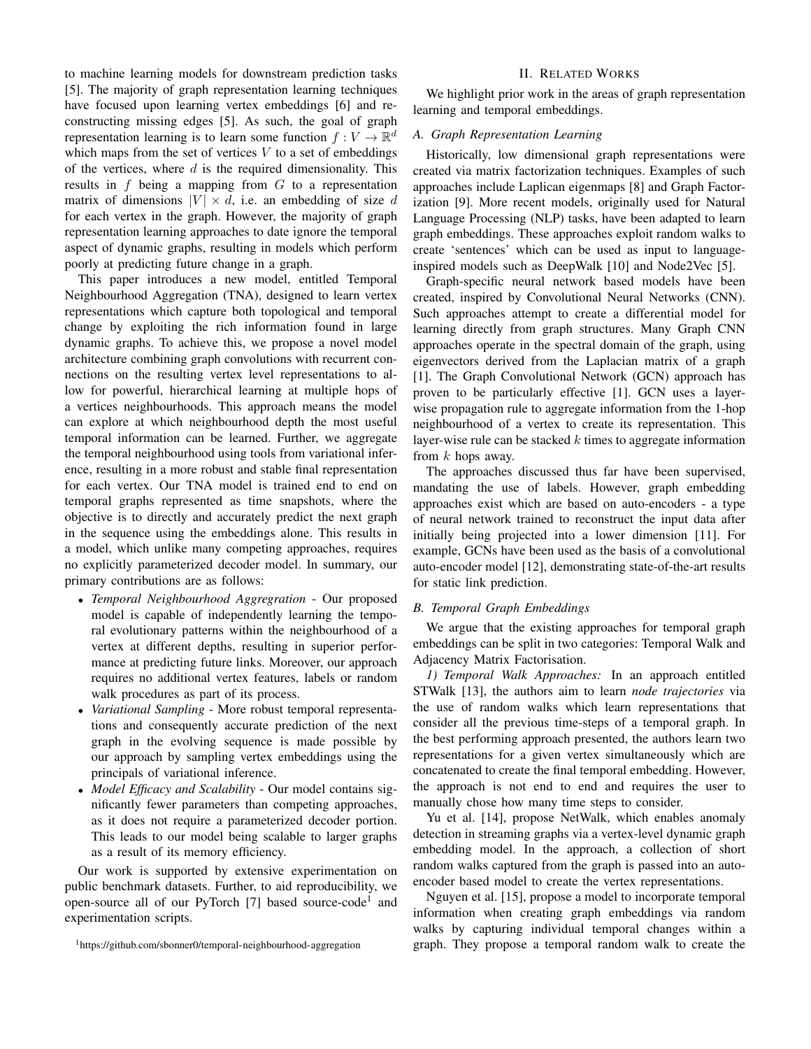to machine learning models for downstream prediction tasks [5]. The majority of graph representation learning techniques have focused upon learning vertex embeddings [6] and reconstructing missing edges [5]. As such, the goal of graph representation learning is to learn some function $f : V \to \mathbb{R}^d$ which maps from the set of vertices $V$ to a set of embeddings of the vertices, where $d$ is the required dimensionality. This results in $f$ being a mapping from $G$ to a representation matrix of dimensions $|V| \times d$, i.e. an embedding of size $d$ for each vertex in the graph. However, the majority of graph representation learning approaches to date ignore the temporal aspect of dynamic graphs, resulting in models which perform poorly at predicting future change in a graph.

This paper introduces a new model, entitled Temporal Neighbourhood Aggregation (TNA), designed to learn vertex representations which capture both topological and temporal change by exploiting the rich information found in large dynamic graphs. To achieve this, we propose a novel model architecture combining graph convolutions with recurrent connections on the resulting vertex level representations to allow for powerful, hierarchical learning at multiple hops of a vertices neighbourhoods. This approach means the model can explore at which neighbourhood depth the most useful temporal information can be learned. Further, we aggregate the temporal neighbourhood using tools from variational inference, resulting in a more robust and stable final representation for each vertex. Our TNA model is trained end to end on temporal graphs represented as time snapshots, where the objective is to directly and accurately predict the next graph in the sequence using the embeddings alone. This results in a model, which unlike many competing approaches, requires no explicitly parameterized decoder model. In summary, our primary contributions are as follows:

- *Temporal Neighbourhood Aggregration* - Our proposed model is capable of independently learning the temporal evolutionary patterns within the neighbourhood of a vertex at different depths, resulting in superior performance at predicting future links. Moreover, our approach requires no additional vertex features, labels or random walk procedures as part of its process.
- *Variational Sampling* - More robust temporal representations and consequently accurate prediction of the next graph in the evolving sequence is made possible by our approach by sampling vertex embeddings using the principals of variational inference.
- *Model Efficacy and Scalability* - Our model contains significantly fewer parameters than competing approaches, as it does not require a parameterized decoder portion. This leads to our model being scalable to larger graphs as a result of its memory efficiency.

Our work is supported by extensive experimentation on public benchmark datasets. Further, to aid reproducibility, we open-source all of our PyTorch [7] based source-code[1] and experimentation scripts.

[1]https://github.com/sbonner0/temporal-neighbourhood-aggregation

## II. Related Works

We highlight prior work in the areas of graph representation learning and temporal embeddings.

### A. Graph Representation Learning

Historically, low dimensional graph representations were created via matrix factorization techniques. Examples of such approaches include Laplican eigenmaps [8] and Graph Factorization [9]. More recent models, originally used for Natural Language Processing (NLP) tasks, have been adapted to learn graph embeddings. These approaches exploit random walks to create 'sentences' which can be used as input to language-inspired models such as DeepWalk [10] and Node2Vec [5].

Graph-specific neural network based models have been created, inspired by Convolutional Neural Networks (CNN). Such approaches attempt to create a differential model for learning directly from graph structures. Many Graph CNN approaches operate in the spectral domain of the graph, using eigenvectors derived from the Laplacian matrix of a graph [1]. The Graph Convolutional Network (GCN) approach has proven to be particularly effective [1]. GCN uses a layer-wise propagation rule to aggregate information from the 1-hop neighbourhood of a vertex to create its representation. This layer-wise rule can be stacked $k$ times to aggregate information from $k$ hops away.

The approaches discussed thus far have been supervised, mandating the use of labels. However, graph embedding approaches exist which are based on auto-encoders - a type of neural network trained to reconstruct the input data after initially being projected into a lower dimension [11]. For example, GCNs have been used as the basis of a convolutional auto-encoder model [12], demonstrating state-of-the-art results for static link prediction.

### B. Temporal Graph Embeddings

We argue that the existing approaches for temporal graph embeddings can be split in two categories: Temporal Walk and Adjacency Matrix Factorisation.

*1) Temporal Walk Approaches:* In an approach entitled STWalk [13], the authors aim to learn *node trajectories* via the use of random walks which learn representations that consider all the previous time-steps of a temporal graph. In the best performing approach presented, the authors learn two representations for a given vertex simultaneously which are concatenated to create the final temporal embedding. However, the approach is not end to end and requires the user to manually chose how many time steps to consider.

Yu et al. [14], propose NetWalk, which enables anomaly detection in streaming graphs via a vertex-level dynamic graph embedding model. In the approach, a collection of short random walks captured from the graph is passed into an auto-encoder based model to create the vertex representations.

Nguyen et al. [15], propose a model to incorporate temporal information when creating graph embeddings via random walks by capturing individual temporal changes within a graph. They propose a temporal random walk to create the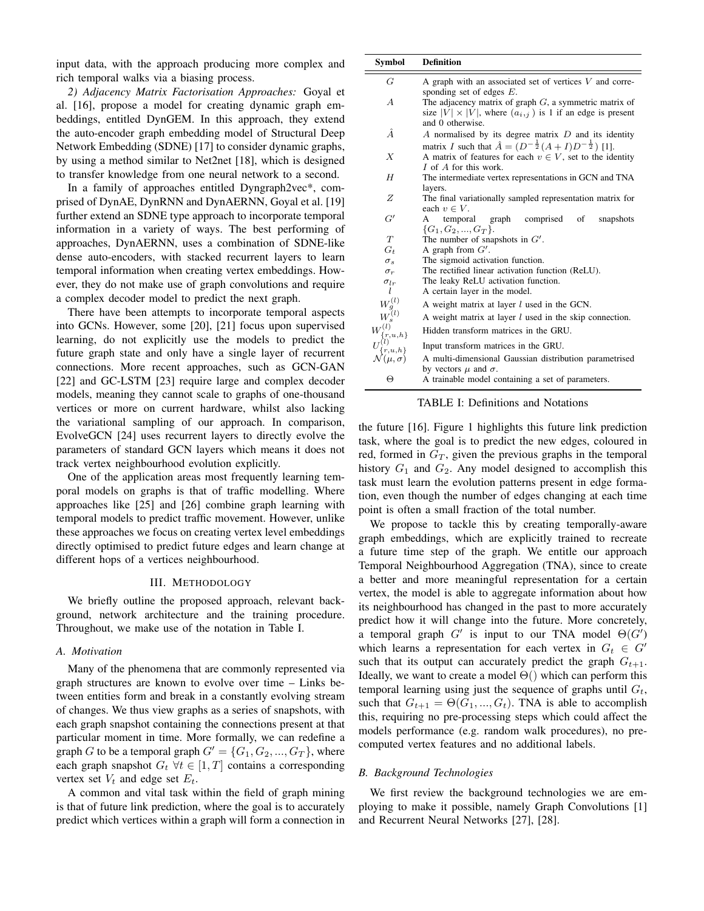input data, with the approach producing more complex and rich temporal walks via a biasing process.

*2) Adjacency Matrix Factorisation Approaches:* Goyal et al. [16], propose a model for creating dynamic graph embeddings, entitled DynGEM. In this approach, they extend the auto-encoder graph embedding model of Structural Deep Network Embedding (SDNE) [17] to consider dynamic graphs, by using a method similar to Net2net [18], which is designed to transfer knowledge from one neural network to a second.

In a family of approaches entitled Dyngraph2vec*, comprised of DynAE, DynRNN and DynAERNN, Goyal et al. [19] further extend an SDNE type approach to incorporate temporal information in a variety of ways. The best performing of approaches, DynAERNN, uses a combination of SDNE-like dense auto-encoders, with stacked recurrent layers to learn temporal information when creating vertex embeddings. However, they do not make use of graph convolutions and require a complex decoder model to predict the next graph.

There have been attempts to incorporate temporal aspects into GCNs. However, some [20], [21] focus upon supervised learning, do not explicitly use the models to predict the future graph state and only have a single layer of recurrent connections. More recent approaches, such as GCN-GAN [22] and GC-LSTM [23] require large and complex decoder models, meaning they cannot scale to graphs of one-thousand vertices or more on current hardware, whilst also lacking the variational sampling of our approach. In comparison, EvolveGCN [24] uses recurrent layers to directly evolve the parameters of standard GCN layers which means it does not track vertex neighbourhood evolution explicitly.

One of the application areas most frequently learning temporal models on graphs is that of traffic modelling. Where approaches like [25] and [26] combine graph learning with temporal models to predict traffic movement. However, unlike these approaches we focus on creating vertex level embeddings directly optimised to predict future edges and learn change at different hops of a vertices neighbourhood.

## III. Methodology

We briefly outline the proposed approach, relevant background, network architecture and the training procedure. Throughout, we make use of the notation in Table I.

### *A. Motivation*

Many of the phenomena that are commonly represented via graph structures are known to evolve over time – Links between entities form and break in a constantly evolving stream of changes. We thus view graphs as a series of snapshots, with each graph snapshot containing the connections present at that particular moment in time. More formally, we can redefine a graph $G$ to be a temporal graph $G' = \{G_1, G_2, ..., G_T\}$, where each graph snapshot $G_t \; \forall t \in [1, T]$ contains a corresponding vertex set $V_t$ and edge set $E_t$.

A common and vital task within the field of graph mining is that of future link prediction, where the goal is to accurately predict which vertices within a graph will form a connection in the future [16]. Figure 1 highlights this future link prediction task, where the goal is to predict the new edges, coloured in red, formed in $G_T$, given the previous graphs in the temporal history $G_1$ and $G_2$. Any model designed to accomplish this task must learn the evolution patterns present in edge formation, even though the number of edges changing at each time point is often a small fraction of the total number.

We propose to tackle this by creating temporally-aware graph embeddings, which are explicitly trained to recreate a future time step of the graph. We entitle our approach Temporal Neighbourhood Aggregation (TNA), since to create a better and more meaningful representation for a certain vertex, the model is able to aggregate information about how its neighbourhood has changed in the past to more accurately predict how it will change into the future. More concretely, a temporal graph $G'$ is input to our TNA model $\Theta(G')$ which learns a representation for each vertex in $G_t \in G'$ such that its output can accurately predict the graph $G_{t+1}$. Ideally, we want to create a model $\Theta()$ which can perform this temporal learning using just the sequence of graphs until $G_t$, such that $G_{t+1} = \Theta(G_1, ..., G_t)$. TNA is able to accomplish this, requiring no pre-processing steps which could affect the models performance (e.g. random walk procedures), no pre-computed vertex features and no additional labels.

| Symbol | Definition |
|---|---|
| $G$ | A graph with an associated set of vertices $V$ and corresponding set of edges $E$. |
| $A$ | The adjacency matrix of graph $G$, a symmetric matrix of size $\|V\| \times \|V\|$, where $(a_{i,j})$ is 1 if an edge is present and 0 otherwise. |
| $\hat{A}$ | $A$ normalised by its degree matrix $D$ and its identity matrix $I$ such that $\hat{A} = (D^{-\frac{1}{2}}(A+I)D^{-\frac{1}{2}})$ [1]. |
| $X$ | A matrix of features for each $v \in V$, set to the identity $I$ of $A$ for this work. |
| $H$ | The intermediate vertex representations in GCN and TNA layers. |
| $Z$ | The final variationally sampled representation matrix for each $v \in V$. |
| $G'$ | A temporal graph comprised of snapshots $\{G_1, G_2, ..., G_T\}$. |
| $T$ | The number of snapshots in $G'$. |
| $G_t$ | A graph from $G'$. |
| $\sigma_s$ | The sigmoid activation function. |
| $\sigma_r$ | The rectified linear activation function (ReLU). |
| $\sigma_{lr}$ | The leaky ReLU activation function. |
| $l$ | A certain layer in the model. |
| $W_g^{(l)}$ | A weight matrix at layer $l$ used in the GCN. |
| $W_s^{(l)}$ | A weight matrix at layer $l$ used in the skip connection. |
| $W_{\{r,u,h\}}^{(l)}$ | Hidden transform matrices in the GRU. |
| $U_{\{r,u,h\}}^{(l)}$ | Input transform matrices in the GRU. |
| $\mathcal{N}(\mu, \sigma)$ | A multi-dimensional Gaussian distribution parametrised by vectors $\mu$ and $\sigma$. |
| $\Theta$ | A trainable model containing a set of parameters. |

TABLE I: Definitions and Notations

### *B. Background Technologies*

We first review the background technologies we are employing to make it possible, namely Graph Convolutions [1] and Recurrent Neural Networks [27], [28].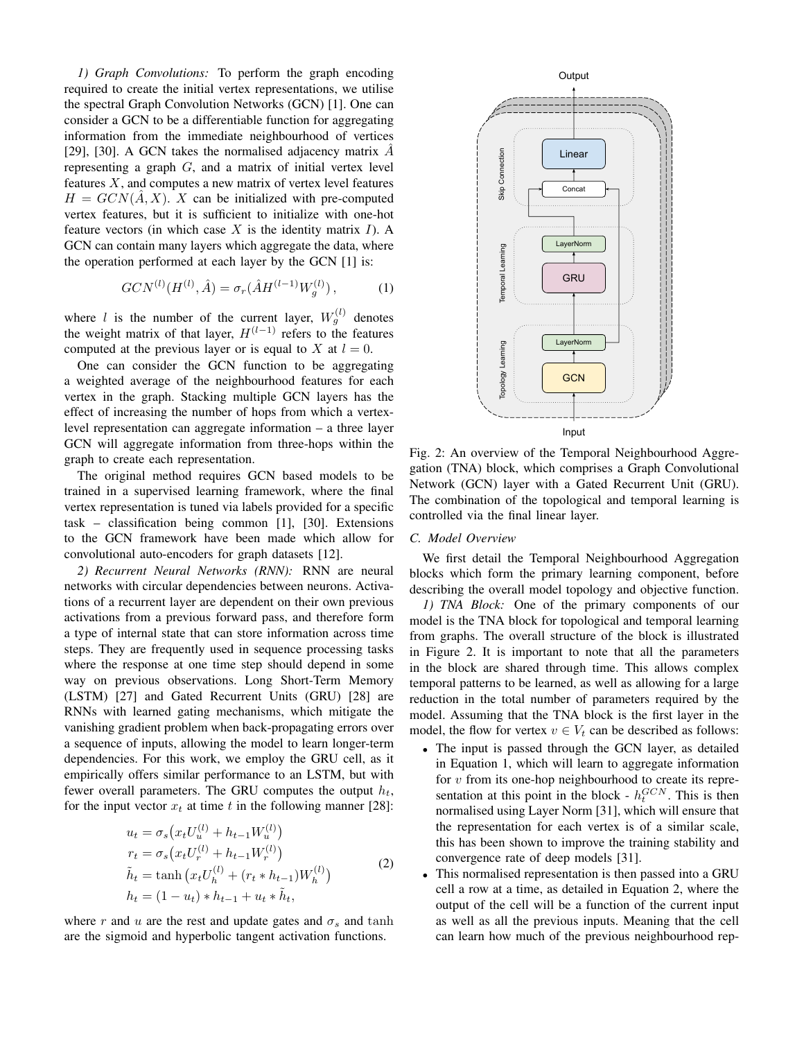*1) Graph Convolutions:* To perform the graph encoding required to create the initial vertex representations, we utilise the spectral Graph Convolution Networks (GCN) [1]. One can consider a GCN to be a differentiable function for aggregating information from the immediate neighbourhood of vertices [29], [30]. A GCN takes the normalised adjacency matrix $\hat{A}$ representing a graph $G$, and a matrix of initial vertex level features $X$, and computes a new matrix of vertex level features $H = GCN(\hat{A}, X)$. $X$ can be initialized with pre-computed vertex features, but it is sufficient to initialize with one-hot feature vectors (in which case $X$ is the identity matrix $I$). A GCN can contain many layers which aggregate the data, where the operation performed at each layer by the GCN [1] is:

$$GCN^{(l)}(H^{(l)}, \hat{A}) = \sigma_r(\hat{A}H^{(l-1)}W_g^{(l)}), \tag{1}$$

where $l$ is the number of the current layer, $W_g^{(l)}$ denotes the weight matrix of that layer, $H^{(l-1)}$ refers to the features computed at the previous layer or is equal to $X$ at $l = 0$.

One can consider the GCN function to be aggregating a weighted average of the neighbourhood features for each vertex in the graph. Stacking multiple GCN layers has the effect of increasing the number of hops from which a vertex-level representation can aggregate information – a three layer GCN will aggregate information from three-hops within the graph to create each representation.

The original method requires GCN based models to be trained in a supervised learning framework, where the final vertex representation is tuned via labels provided for a specific task – classification being common [1], [30]. Extensions to the GCN framework have been made which allow for convolutional auto-encoders for graph datasets [12].

*2) Recurrent Neural Networks (RNN):* RNN are neural networks with circular dependencies between neurons. Activations of a recurrent layer are dependent on their own previous activations from a previous forward pass, and therefore form a type of internal state that can store information across time steps. They are frequently used in sequence processing tasks where the response at one time step should depend in some way on previous observations. Long Short-Term Memory (LSTM) [27] and Gated Recurrent Units (GRU) [28] are RNNs with learned gating mechanisms, which mitigate the vanishing gradient problem when back-propagating errors over a sequence of inputs, allowing the model to learn longer-term dependencies. For this work, we employ the GRU cell, as it empirically offers similar performance to an LSTM, but with fewer overall parameters. The GRU computes the output $h_t$, for the input vector $x_t$ at time $t$ in the following manner [28]:

$$\begin{aligned}
u_t &= \sigma_s\big(x_t U_u^{(l)} + h_{t-1} W_u^{(l)}\big) \\
r_t &= \sigma_s\big(x_t U_r^{(l)} + h_{t-1} W_r^{(l)}\big) \\
\tilde{h}_t &= \tanh\big(x_t U_h^{(l)} + (r_t * h_{t-1}) W_h^{(l)}\big) \\
h_t &= (1 - u_t) * h_{t-1} + u_t * \tilde{h}_t,
\end{aligned} \tag{2}$$

where $r$ and $u$ are the rest and update gates and $\sigma_s$ and $\tanh$ are the sigmoid and hyperbolic tangent activation functions.

Fig. 2: An overview of the Temporal Neighbourhood Aggregation (TNA) block, which comprises a Graph Convolutional Network (GCN) layer with a Gated Recurrent Unit (GRU). The combination of the topological and temporal learning is controlled via the final linear layer.

### C. Model Overview

We first detail the Temporal Neighbourhood Aggregation blocks which form the primary learning component, before describing the overall model topology and objective function.

*1) TNA Block:* One of the primary components of our model is the TNA block for topological and temporal learning from graphs. The overall structure of the block is illustrated in Figure 2. It is important to note that all the parameters in the block are shared through time. This allows complex temporal patterns to be learned, as well as allowing for a large reduction in the total number of parameters required by the model. Assuming that the TNA block is the first layer in the model, the flow for vertex $v \in V_t$ can be described as follows:

- The input is passed through the GCN layer, as detailed in Equation 1, which will learn to aggregate information for $v$ from its one-hop neighbourhood to create its representation at this point in the block - $h_t^{GCN}$. This is then normalised using Layer Norm [31], which will ensure that the representation for each vertex is of a similar scale, this has been shown to improve the training stability and convergence rate of deep models [31].
- This normalised representation is then passed into a GRU cell a row at a time, as detailed in Equation 2, where the output of the cell will be a function of the current input as well as all the previous inputs. Meaning that the cell can learn how much of the previous neighbourhood rep-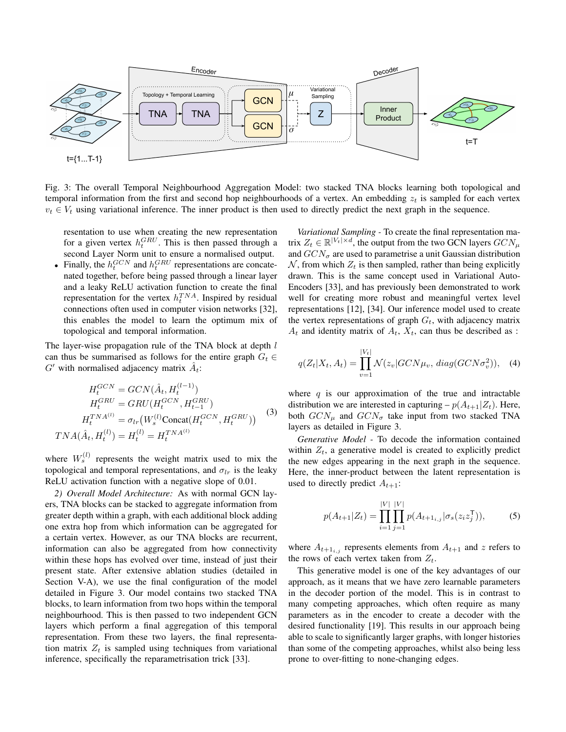Fig. 3: The overall Temporal Neighbourhood Aggregation Model: two stacked TNA blocks learning both topological and temporal information from the first and second hop neighbourhoods of a vertex. An embedding $z_t$ is sampled for each vertex $v_t \in V_t$ using variational inference. The inner product is then used to directly predict the next graph in the sequence.

resentation to use when creating the new representation for a given vertex $h_t^{GRU}$. This is then passed through a second Layer Norm unit to ensure a normalised output.

- Finally, the $h_t^{GCN}$ and $h_t^{GRU}$ representations are concatenated together, before being passed through a linear layer and a leaky ReLU activation function to create the final representation for the vertex $h_t^{TNA}$. Inspired by residual connections often used in computer vision networks [32], this enables the model to learn the optimum mix of topological and temporal information.

The layer-wise propagation rule of the TNA block at depth $l$ can thus be summarised as follows for the entire graph $G_t \in G'$ with normalised adjacency matrix $\hat{A}_t$:

$$
\begin{aligned}
H_t^{GCN} &= GCN(\hat{A}_t, H_t^{(l-1)}) \\
H_t^{GRU} &= GRU(H_t^{GCN}, H_{t-1}^{GRU}) \\
H_t^{TNA^{(l)}} &= \sigma_{lr}\big(W_s^{(l)}\text{Concat}(H_t^{GCN}, H_t^{GRU})\big) \\
TNA(\hat{A}_t, H_t^{(l)}) &= H_t^{(l)} = H_t^{TNA^{(l)}}
\end{aligned}
\tag{3}
$$

where $W_s^{(l)}$ represents the weight matrix used to mix the topological and temporal representations, and $\sigma_{lr}$ is the leaky ReLU activation function with a negative slope of 0.01.

*2) Overall Model Architecture:* As with normal GCN layers, TNA blocks can be stacked to aggregate information from greater depth within a graph, with each additional block adding one extra hop from which information can be aggregated for a certain vertex. However, as our TNA blocks are recurrent, information can also be aggregated from how connectivity within these hops has evolved over time, instead of just their present state. After extensive ablation studies (detailed in Section V-A), we use the final configuration of the model detailed in Figure 3. Our model contains two stacked TNA blocks, to learn information from two hops within the temporal neighbourhood. This is then passed to two independent GCN layers which perform a final aggregation of this temporal representation. From these two layers, the final representation matrix $Z_t$ is sampled using techniques from variational inference, specifically the reparametrisation trick [33].

*Variational Sampling* - To create the final representation matrix $Z_t \in \mathbb{R}^{|V_t| \times d}$, the output from the two GCN layers $GCN_\mu$ and $GCN_\sigma$ are used to parametrise a unit Gaussian distribution $\mathcal{N}$, from which $Z_t$ is then sampled, rather than being explicitly drawn. This is the same concept used in Variational Auto-Encoders [33], and has previously been demonstrated to work well for creating more robust and meaningful vertex level representations [12], [34]. Our inference model used to create the vertex representations of graph $G_t$, with adjacency matrix $A_t$ and identity matrix of $A_t$, $X_t$, can thus be described as :

$$
q(Z_t|X_t, A_t) = \prod_{v=1}^{|V_t|} \mathcal{N}(z_v|GCN\mu_v,\, diag(GCN\sigma_v^2)), \tag{4}
$$

where $q$ is our approximation of the true and intractable distribution we are interested in capturing – $p(A_{t+1}|Z_t)$. Here, both $GCN_\mu$ and $GCN_\sigma$ take input from two stacked TNA layers as detailed in Figure 3.

*Generative Model* - To decode the information contained within $Z_t$, a generative model is created to explicitly predict the new edges appearing in the next graph in the sequence. Here, the inner-product between the latent representation is used to directly predict $A_{t+1}$:

$$
p(A_{t+1}|Z_t) = \prod_{i=1}^{|V|}\prod_{j=1}^{|V|} p(A_{t+1_{i,j}}|\sigma_s(z_i z_j^{\mathsf{T}})), \tag{5}
$$

where $A_{t+1_{i,j}}$ represents elements from $A_{t+1}$ and $z$ refers to the rows of each vertex taken from $Z_t$.

This generative model is one of the key advantages of our approach, as it means that we have zero learnable parameters in the decoder portion of the model. This is in contrast to many competing approaches, which often require as many parameters as in the encoder to create a decoder with the desired functionality [19]. This results in our approach being able to scale to significantly larger graphs, with longer histories than some of the competing approaches, whilst also being less prone to over-fitting to none-changing edges.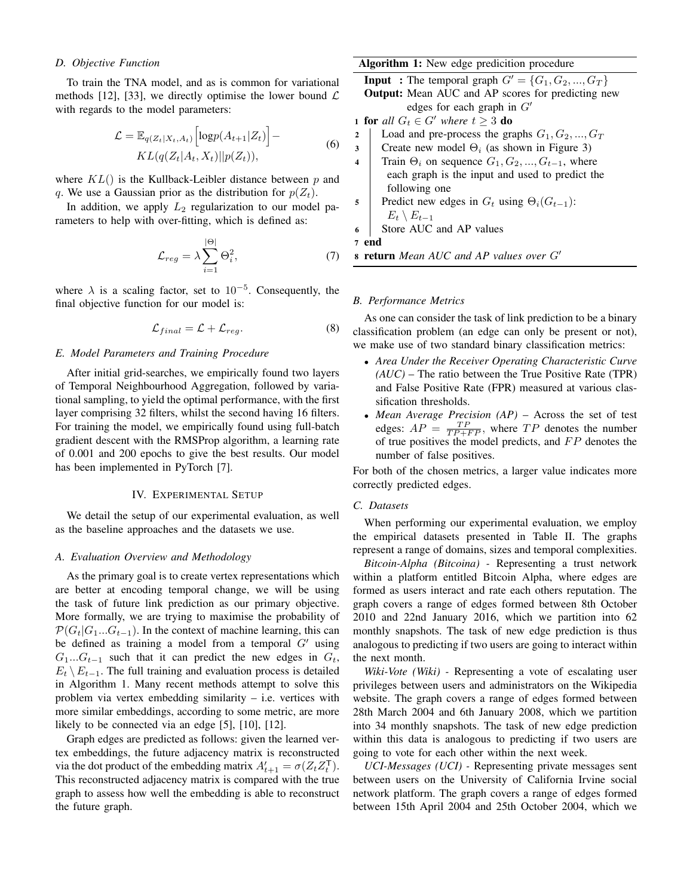### D. Objective Function

To train the TNA model, and as is common for variational methods [12], [33], we directly optimise the lower bound $\mathcal{L}$ with regards to the model parameters:

$$\mathcal{L} = \mathbb{E}_{q(Z_t|X_t,A_t)}\Big[\log p(A_{t+1}|Z_t)\Big] - KL(q(Z_t|A_t,X_t)||p(Z_t)), \tag{6}$$

where $KL()$ is the Kullback-Leibler distance between $p$ and $q$. We use a Gaussian prior as the distribution for $p(Z_t)$.

In addition, we apply $L_2$ regularization to our model parameters to help with over-fitting, which is defined as:

$$\mathcal{L}_{reg} = \lambda \sum_{i=1}^{|\Theta|} \Theta_i^2, \tag{7}$$

where $\lambda$ is a scaling factor, set to $10^{-5}$. Consequently, the final objective function for our model is:

$$\mathcal{L}_{final} = \mathcal{L} + \mathcal{L}_{reg}. \tag{8}$$

### E. Model Parameters and Training Procedure

After initial grid-searches, we empirically found two layers of Temporal Neighbourhood Aggregation, followed by variational sampling, to yield the optimal performance, with the first layer comprising 32 filters, whilst the second having 16 filters. For training the model, we empirically found using full-batch gradient descent with the RMSProp algorithm, a learning rate of 0.001 and 200 epochs to give the best results. Our model has been implemented in PyTorch [7].

## IV. Experimental Setup

We detail the setup of our experimental evaluation, as well as the baseline approaches and the datasets we use.

### A. Evaluation Overview and Methodology

As the primary goal is to create vertex representations which are better at encoding temporal change, we will be using the task of future link prediction as our primary objective. More formally, we are trying to maximise the probability of $\mathcal{P}(G_t|G_1...G_{t-1})$. In the context of machine learning, this can be defined as training a model from a temporal $G'$ using $G_1...G_{t-1}$ such that it can predict the new edges in $G_t$, $E_t \setminus E_{t-1}$. The full training and evaluation process is detailed in Algorithm 1. Many recent methods attempt to solve this problem via vertex embedding similarity – i.e. vertices with more similar embeddings, according to some metric, are more likely to be connected via an edge [5], [10], [12].

Graph edges are predicted as follows: given the learned vertex embeddings, the future adjacency matrix is reconstructed via the dot product of the embedding matrix $A'_{t+1} = \sigma(Z_t Z_t^\intercal)$. This reconstructed adjacency matrix is compared with the true graph to assess how well the embedding is able to reconstruct the future graph.

**Algorithm 1:** New edge predicition procedure

**Input :** The temporal graph $G' = \{G_1, G_2, ..., G_T\}$
**Output:** Mean AUC and AP scores for predicting new edges for each graph in $G'$

```
1 for all G_t ∈ G' where t ≥ 3 do
2     Load and pre-process the graphs G_1, G_2, ..., G_T
3     Create new model Θ_i (as shown in Figure 3)
4     Train Θ_i on sequence G_1, G_2, ..., G_{t-1}, where
        each graph is the input and used to predict the
        following one
5     Predict new edges in G_t using Θ_i(G_{t-1}):
        E_t \ E_{t-1}
6     Store AUC and AP values
7 end
8 return Mean AUC and AP values over G'
```

### B. Performance Metrics

As one can consider the task of link prediction to be a binary classification problem (an edge can only be present or not), we make use of two standard binary classification metrics:

- *Area Under the Receiver Operating Characteristic Curve (AUC)* – The ratio between the True Positive Rate (TPR) and False Positive Rate (FPR) measured at various classification thresholds.
- *Mean Average Precision (AP)* – Across the set of test edges: $AP = \frac{TP}{TP+FP}$, where $TP$ denotes the number of true positives the model predicts, and $FP$ denotes the number of false positives.

For both of the chosen metrics, a larger value indicates more correctly predicted edges.

### C. Datasets

When performing our experimental evaluation, we employ the empirical datasets presented in Table II. The graphs represent a range of domains, sizes and temporal complexities.

*Bitcoin-Alpha (Bitcoina)* - Representing a trust network within a platform entitled Bitcoin Alpha, where edges are formed as users interact and rate each others reputation. The graph covers a range of edges formed between 8th October 2010 and 22nd January 2016, which we partition into 62 monthly snapshots. The task of new edge prediction is thus analogous to predicting if two users are going to interact within the next month.

*Wiki-Vote (Wiki)* - Representing a vote of escalating user privileges between users and administrators on the Wikipedia website. The graph covers a range of edges formed between 28th March 2004 and 6th January 2008, which we partition into 34 monthly snapshots. The task of new edge prediction within this data is analogous to predicting if two users are going to vote for each other within the next week.

*UCI-Messages (UCI)* - Representing private messages sent between users on the University of California Irvine social network platform. The graph covers a range of edges formed between 15th April 2004 and 25th October 2004, which we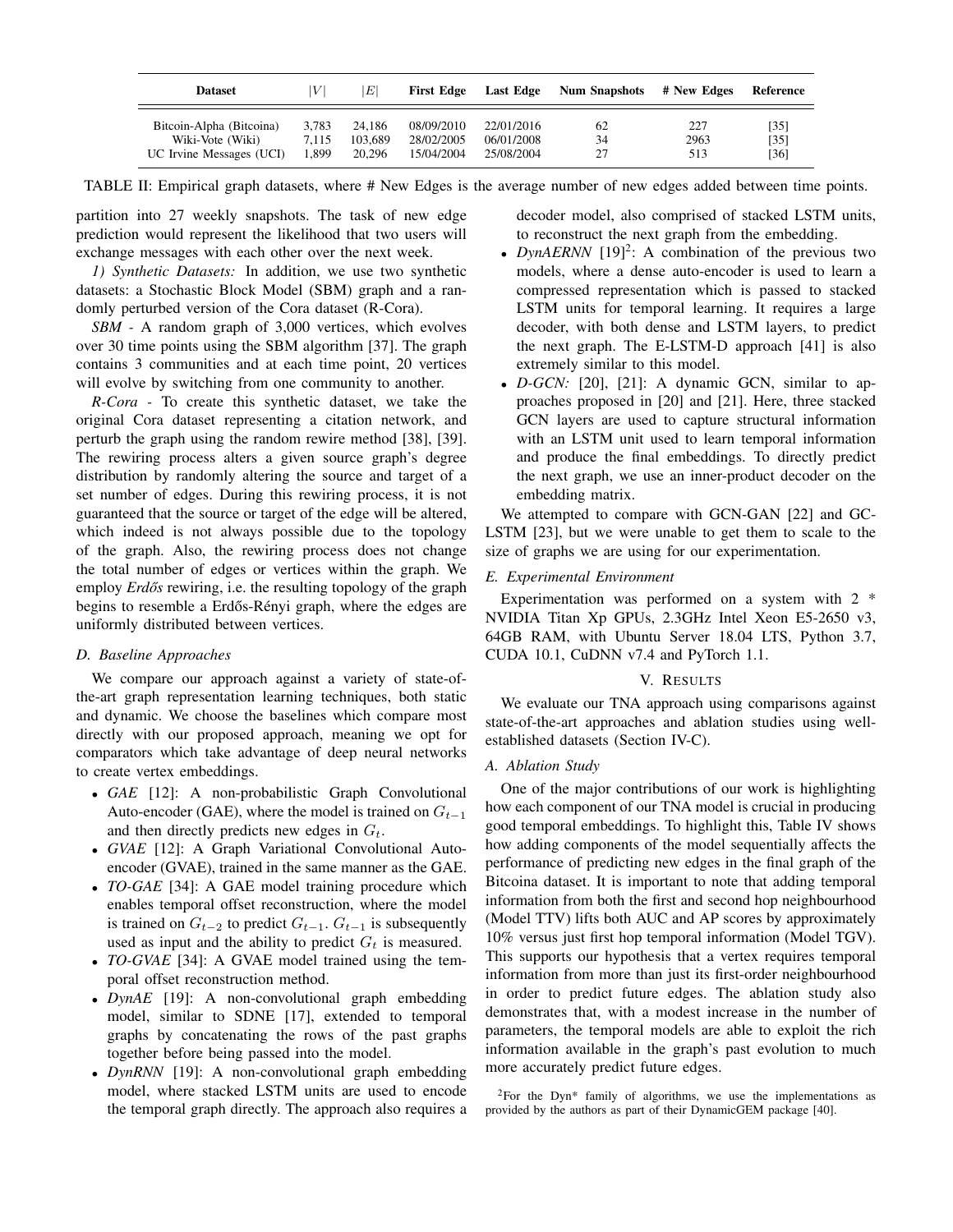| Dataset | $\|V\|$ | $\|E\|$ | First Edge | Last Edge | Num Snapshots | # New Edges | Reference |
|---|---|---|---|---|---|---|---|
| Bitcoin-Alpha (Bitcoina) | 3,783 | 24,186 | 08/09/2010 | 22/01/2016 | 62 | 227 | [35] |
| Wiki-Vote (Wiki) | 7,115 | 103,689 | 28/02/2005 | 06/01/2008 | 34 | 2963 | [35] |
| UC Irvine Messages (UCI) | 1,899 | 20,296 | 15/04/2004 | 25/08/2004 | 27 | 513 | [36] |

TABLE II: Empirical graph datasets, where # New Edges is the average number of new edges added between time points.

partition into 27 weekly snapshots. The task of new edge prediction would represent the likelihood that two users will exchange messages with each other over the next week.

*1) Synthetic Datasets:* In addition, we use two synthetic datasets: a Stochastic Block Model (SBM) graph and a randomly perturbed version of the Cora dataset (R-Cora).

*SBM* - A random graph of 3,000 vertices, which evolves over 30 time points using the SBM algorithm [37]. The graph contains 3 communities and at each time point, 20 vertices will evolve by switching from one community to another.

*R-Cora* - To create this synthetic dataset, we take the original Cora dataset representing a citation network, and perturb the graph using the random rewire method [38], [39]. The rewiring process alters a given source graph's degree distribution by randomly altering the source and target of a set number of edges. During this rewiring process, it is not guaranteed that the source or target of the edge will be altered, which indeed is not always possible due to the topology of the graph. Also, the rewiring process does not change the total number of edges or vertices within the graph. We employ *Erdős* rewiring, i.e. the resulting topology of the graph begins to resemble a Erdős-Rényi graph, where the edges are uniformly distributed between vertices.

### D. Baseline Approaches

We compare our approach against a variety of state-of-the-art graph representation learning techniques, both static and dynamic. We choose the baselines which compare most directly with our proposed approach, meaning we opt for comparators which take advantage of deep neural networks to create vertex embeddings.

- *GAE* [12]: A non-probabilistic Graph Convolutional Auto-encoder (GAE), where the model is trained on $G_{t-1}$ and then directly predicts new edges in $G_t$.
- *GVAE* [12]: A Graph Variational Convolutional Auto-encoder (GVAE), trained in the same manner as the GAE.
- *TO-GAE* [34]: A GAE model training procedure which enables temporal offset reconstruction, where the model is trained on $G_{t-2}$ to predict $G_{t-1}$. $G_{t-1}$ is subsequently used as input and the ability to predict $G_t$ is measured.
- *TO-GVAE* [34]: A GVAE model trained using the temporal offset reconstruction method.
- *DynAE* [19]: A non-convolutional graph embedding model, similar to SDNE [17], extended to temporal graphs by concatenating the rows of the past graphs together before being passed into the model.
- *DynRNN* [19]: A non-convolutional graph embedding model, where stacked LSTM units are used to encode the temporal graph directly. The approach also requires a decoder model, also comprised of stacked LSTM units, to reconstruct the next graph from the embedding.
- *DynAERNN* [19][2]: A combination of the previous two models, where a dense auto-encoder is used to learn a compressed representation which is passed to stacked LSTM units for temporal learning. It requires a large decoder, with both dense and LSTM layers, to predict the next graph. The E-LSTM-D approach [41] is also extremely similar to this model.
- *D-GCN:* [20], [21]: A dynamic GCN, similar to approaches proposed in [20] and [21]. Here, three stacked GCN layers are used to capture structural information with an LSTM unit used to learn temporal information and produce the final embeddings. To directly predict the next graph, we use an inner-product decoder on the embedding matrix.

We attempted to compare with GCN-GAN [22] and GC-LSTM [23], but we were unable to get them to scale to the size of graphs we are using for our experimentation.

### E. Experimental Environment

Experimentation was performed on a system with 2 * NVIDIA Titan Xp GPUs, 2.3GHz Intel Xeon E5-2650 v3, 64GB RAM, with Ubuntu Server 18.04 LTS, Python 3.7, CUDA 10.1, CuDNN v7.4 and PyTorch 1.1.

## V. Results

We evaluate our TNA approach using comparisons against state-of-the-art approaches and ablation studies using well-established datasets (Section IV-C).

### A. Ablation Study

One of the major contributions of our work is highlighting how each component of our TNA model is crucial in producing good temporal embeddings. To highlight this, Table IV shows how adding components of the model sequentially affects the performance of predicting new edges in the final graph of the Bitcoina dataset. It is important to note that adding temporal information from both the first and second hop neighbourhood (Model TTV) lifts both AUC and AP scores by approximately 10% versus just first hop temporal information (Model TGV). This supports our hypothesis that a vertex requires temporal information from more than just its first-order neighbourhood in order to predict future edges. The ablation study also demonstrates that, with a modest increase in the number of parameters, the temporal models are able to exploit the rich information available in the graph's past evolution to much more accurately predict future edges.

[2]For the Dyn* family of algorithms, we use the implementations as provided by the authors as part of their DynamicGEM package [40].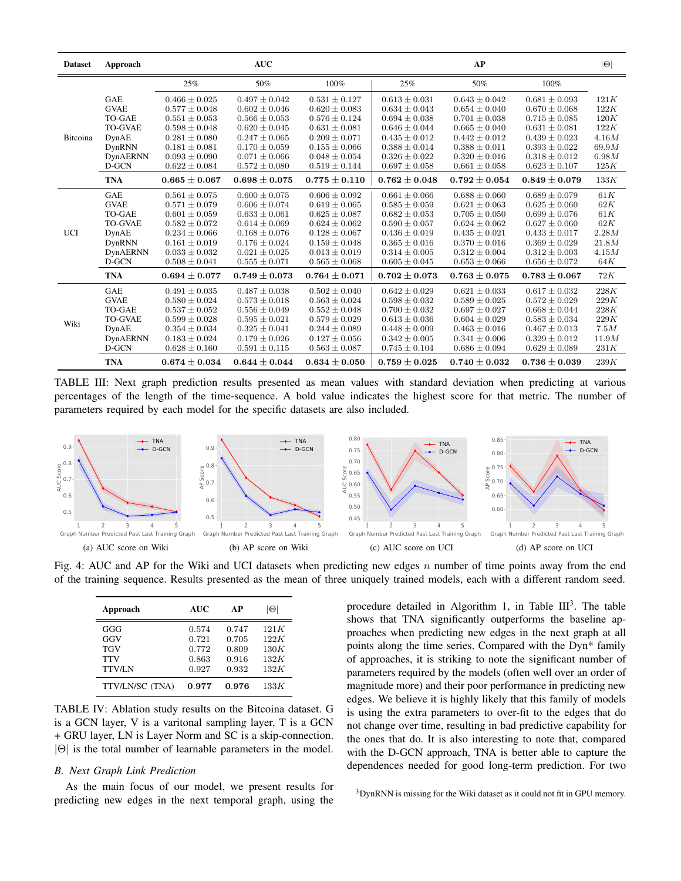| Dataset | Approach | AUC | | | AP | | | $\|\Theta\|$ |
|---|---|---|---|---|---|---|---|---|
| | | 25% | 50% | 100% | 25% | 50% | 100% | |
| Bitcoina | GAE | $0.466 \pm 0.025$ | $0.497 \pm 0.042$ | $0.531 \pm 0.127$ | $0.613 \pm 0.031$ | $0.643 \pm 0.042$ | $0.681 \pm 0.093$ | $121K$ |
| | GVAE | $0.577 \pm 0.048$ | $0.602 \pm 0.046$ | $0.620 \pm 0.083$ | $0.634 \pm 0.043$ | $0.654 \pm 0.040$ | $0.670 \pm 0.068$ | $122K$ |
| | TO-GAE | $0.551 \pm 0.053$ | $0.566 \pm 0.053$ | $0.576 \pm 0.124$ | $0.694 \pm 0.038$ | $0.701 \pm 0.038$ | $0.715 \pm 0.085$ | $120K$ |
| | TO-GVAE | $0.598 \pm 0.048$ | $0.620 \pm 0.045$ | $0.631 \pm 0.081$ | $0.646 \pm 0.044$ | $0.665 \pm 0.040$ | $0.631 \pm 0.081$ | $122K$ |
| | DynAE | $0.281 \pm 0.080$ | $0.247 \pm 0.065$ | $0.209 \pm 0.071$ | $0.435 \pm 0.012$ | $0.442 \pm 0.012$ | $0.439 \pm 0.023$ | $4.16M$ |
| | DynRNN | $0.181 \pm 0.081$ | $0.170 \pm 0.059$ | $0.155 \pm 0.066$ | $0.388 \pm 0.014$ | $0.388 \pm 0.011$ | $0.393 \pm 0.022$ | $69.9M$ |
| | DynAERNN | $0.093 \pm 0.090$ | $0.071 \pm 0.066$ | $0.048 \pm 0.054$ | $0.326 \pm 0.022$ | $0.320 \pm 0.016$ | $0.318 \pm 0.012$ | $6.98M$ |
| | D-GCN | $0.622 \pm 0.084$ | $0.572 \pm 0.080$ | $0.519 \pm 0.144$ | $0.697 \pm 0.058$ | $0.661 \pm 0.058$ | $0.623 \pm 0.107$ | $125K$ |
| | **TNA** | $\mathbf{0.665 \pm 0.067}$ | $\mathbf{0.698 \pm 0.075}$ | $\mathbf{0.775 \pm 0.110}$ | $\mathbf{0.762 \pm 0.048}$ | $\mathbf{0.792 \pm 0.054}$ | $\mathbf{0.849 \pm 0.079}$ | $133K$ |
| UCI | GAE | $0.561 \pm 0.075$ | $0.600 \pm 0.075$ | $0.606 \pm 0.092$ | $0.661 \pm 0.066$ | $0.688 \pm 0.060$ | $0.689 \pm 0.079$ | $61K$ |
| | GVAE | $0.571 \pm 0.079$ | $0.606 \pm 0.074$ | $0.619 \pm 0.065$ | $0.585 \pm 0.059$ | $0.621 \pm 0.063$ | $0.625 \pm 0.060$ | $62K$ |
| | TO-GAE | $0.601 \pm 0.059$ | $0.633 \pm 0.061$ | $0.625 \pm 0.087$ | $0.682 \pm 0.053$ | $0.705 \pm 0.050$ | $0.699 \pm 0.076$ | $61K$ |
| | TO-GVAE | $0.582 \pm 0.072$ | $0.614 \pm 0.069$ | $0.624 \pm 0.062$ | $0.590 \pm 0.057$ | $0.624 \pm 0.062$ | $0.627 \pm 0.060$ | $62K$ |
| | DynAE | $0.234 \pm 0.066$ | $0.168 \pm 0.076$ | $0.128 \pm 0.067$ | $0.436 \pm 0.019$ | $0.435 \pm 0.021$ | $0.433 \pm 0.017$ | $2.28M$ |
| | DynRNN | $0.161 \pm 0.019$ | $0.176 \pm 0.024$ | $0.159 \pm 0.048$ | $0.365 \pm 0.016$ | $0.370 \pm 0.016$ | $0.369 \pm 0.029$ | $21.8M$ |
| | DynAERNN | $0.033 \pm 0.032$ | $0.021 \pm 0.025$ | $0.013 \pm 0.019$ | $0.314 \pm 0.005$ | $0.312 \pm 0.004$ | $0.312 \pm 0.003$ | $4.15M$ |
| | D-GCN | $0.508 \pm 0.041$ | $0.555 \pm 0.071$ | $0.565 \pm 0.068$ | $0.605 \pm 0.045$ | $0.653 \pm 0.066$ | $0.656 \pm 0.072$ | $64K$ |
| | **TNA** | $\mathbf{0.694 \pm 0.077}$ | $\mathbf{0.749 \pm 0.073}$ | $\mathbf{0.764 \pm 0.071}$ | $\mathbf{0.702 \pm 0.073}$ | $\mathbf{0.763 \pm 0.075}$ | $\mathbf{0.783 \pm 0.067}$ | $72K$ |
| Wiki | GAE | $0.491 \pm 0.035$ | $0.487 \pm 0.038$ | $0.502 \pm 0.040$ | $0.642 \pm 0.029$ | $0.621 \pm 0.033$ | $0.617 \pm 0.032$ | $228K$ |
| | GVAE | $0.580 \pm 0.024$ | $0.573 \pm 0.018$ | $0.563 \pm 0.024$ | $0.598 \pm 0.032$ | $0.589 \pm 0.025$ | $0.572 \pm 0.029$ | $229K$ |
| | TO-GAE | $0.537 \pm 0.052$ | $0.556 \pm 0.049$ | $0.552 \pm 0.048$ | $0.700 \pm 0.032$ | $0.697 \pm 0.027$ | $0.668 \pm 0.044$ | $228K$ |
| | TO-GVAE | $0.599 \pm 0.028$ | $0.595 \pm 0.021$ | $0.579 \pm 0.029$ | $0.613 \pm 0.036$ | $0.604 \pm 0.029$ | $0.583 \pm 0.034$ | $229K$ |
| | DynAE | $0.354 \pm 0.034$ | $0.325 \pm 0.041$ | $0.244 \pm 0.089$ | $0.448 \pm 0.009$ | $0.463 \pm 0.016$ | $0.467 \pm 0.013$ | $7.5M$ |
| | DynAERNN | $0.183 \pm 0.024$ | $0.179 \pm 0.026$ | $0.127 \pm 0.056$ | $0.342 \pm 0.005$ | $0.341 \pm 0.006$ | $0.329 \pm 0.012$ | $11.9M$ |
| | D-GCN | $0.628 \pm 0.160$ | $0.591 \pm 0.115$ | $0.563 \pm 0.087$ | $0.745 \pm 0.104$ | $0.686 \pm 0.094$ | $0.629 \pm 0.089$ | $231K$ |
| | **TNA** | $\mathbf{0.674 \pm 0.034}$ | $\mathbf{0.644 \pm 0.044}$ | $\mathbf{0.634 \pm 0.050}$ | $\mathbf{0.759 \pm 0.025}$ | $\mathbf{0.740 \pm 0.032}$ | $\mathbf{0.736 \pm 0.039}$ | $239K$ |

TABLE III: Next graph prediction results presented as mean values with standard deviation when predicting at various percentages of the length of the time-sequence. A bold value indicates the highest score for that metric. The number of parameters required by each model for the specific datasets are also included.

(a) AUC score on Wiki (b) AP score on Wiki (c) AUC score on UCI (d) AP score on UCI

Fig. 4: AUC and AP for the Wiki and UCI datasets when predicting new edges $n$ number of time points away from the end of the training sequence. Results presented as the mean of three uniquely trained models, each with a different random seed.

| Approach | AUC | AP | $\|\Theta\|$ |
|---|---|---|---|
| GGG | 0.574 | 0.747 | $121K$ |
| GGV | 0.721 | 0.705 | $122K$ |
| TGV | 0.772 | 0.809 | $130K$ |
| TTV | 0.863 | 0.916 | $132K$ |
| TTV/LN | 0.927 | 0.932 | $132K$ |
| TTV/LN/SC (TNA) | **0.977** | **0.976** | $133K$ |

TABLE IV: Ablation study results on the Bitcoina dataset. G is a GCN layer, V is a varitonal sampling layer, T is a GCN + GRU layer, LN is Layer Norm and SC is a skip-connection. $|\Theta|$ is the total number of learnable parameters in the model.

### B. Next Graph Link Prediction

As the main focus of our model, we present results for predicting new edges in the next temporal graph, using the procedure detailed in Algorithm 1, in Table III[3]. The table shows that TNA significantly outperforms the baseline approaches when predicting new edges in the next graph at all points along the time series. Compared with the Dyn* family of approaches, it is striking to note the significant number of parameters required by the models (often well over an order of magnitude more) and their poor performance in predicting new edges. We believe it is highly likely that this family of models is using the extra parameters to over-fit to the edges that do not change over time, resulting in bad predictive capability for the ones that do. It is also interesting to note that, compared with the D-GCN approach, TNA is better able to capture the dependences needed for good long-term prediction. For two

[3] DynRNN is missing for the Wiki dataset as it could not fit in GPU memory.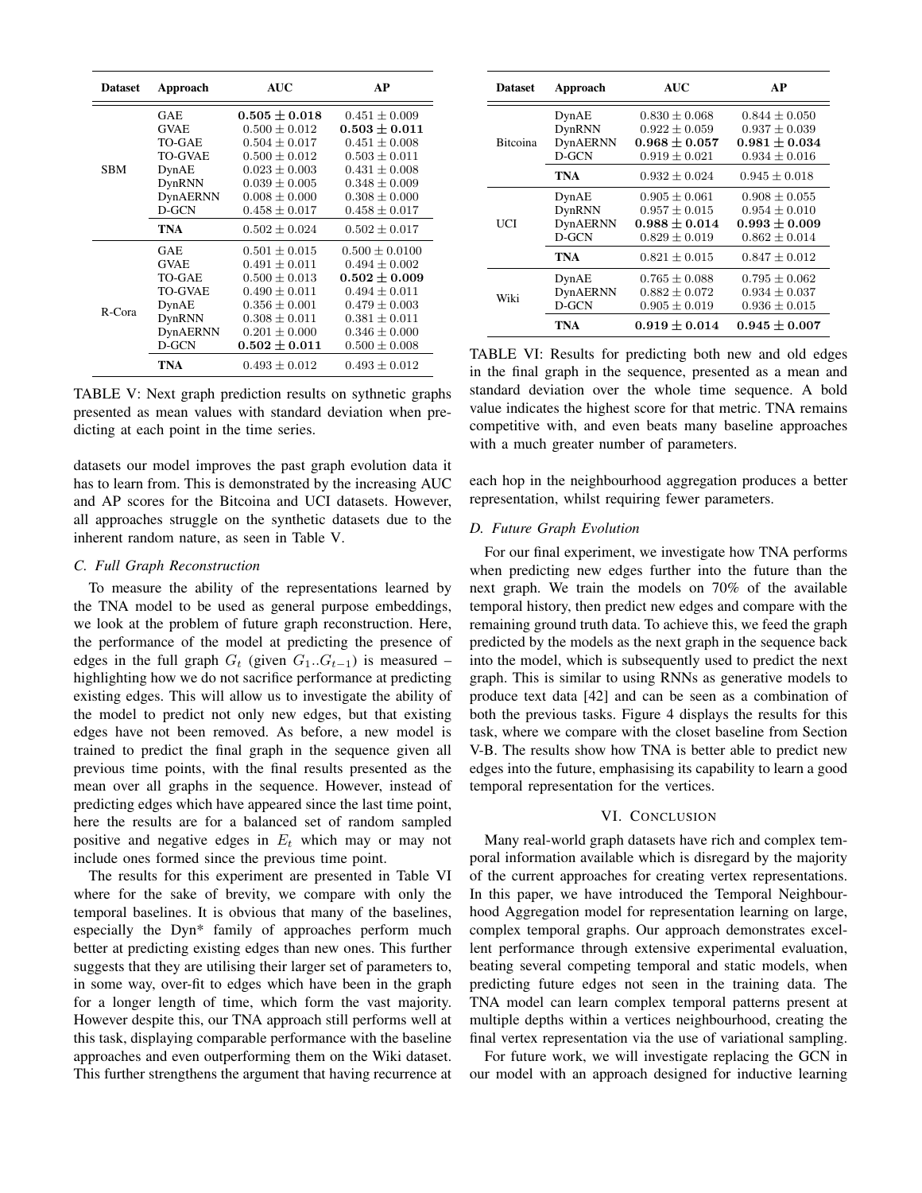| Dataset | Approach | AUC | AP |
|---|---|---|---|
| SBM | GAE | $\mathbf{0.505 \pm 0.018}$ | $0.451 \pm 0.009$ |
| | GVAE | $0.500 \pm 0.012$ | $\mathbf{0.503 \pm 0.011}$ |
| | TO-GAE | $0.504 \pm 0.017$ | $0.451 \pm 0.008$ |
| | TO-GVAE | $0.500 \pm 0.012$ | $0.503 \pm 0.011$ |
| | DynAE | $0.023 \pm 0.003$ | $0.431 \pm 0.008$ |
| | DynRNN | $0.039 \pm 0.005$ | $0.348 \pm 0.009$ |
| | DynAERNN | $0.008 \pm 0.000$ | $0.308 \pm 0.000$ |
| | D-GCN | $0.458 \pm 0.017$ | $0.458 \pm 0.017$ |
| | **TNA** | $0.502 \pm 0.024$ | $0.502 \pm 0.017$ |
| R-Cora | GAE | $0.501 \pm 0.015$ | $0.500 \pm 0.0100$ |
| | GVAE | $0.491 \pm 0.011$ | $0.494 \pm 0.002$ |
| | TO-GAE | $0.500 \pm 0.013$ | $\mathbf{0.502 \pm 0.009}$ |
| | TO-GVAE | $0.490 \pm 0.011$ | $0.494 \pm 0.011$ |
| | DynAE | $0.356 \pm 0.001$ | $0.479 \pm 0.003$ |
| | DynRNN | $0.308 \pm 0.011$ | $0.381 \pm 0.011$ |
| | DynAERNN | $0.201 \pm 0.000$ | $0.346 \pm 0.000$ |
| | D-GCN | $\mathbf{0.502 \pm 0.011}$ | $0.500 \pm 0.008$ |
| | **TNA** | $0.493 \pm 0.012$ | $0.493 \pm 0.012$ |

TABLE V: Next graph prediction results on sythnetic graphs presented as mean values with standard deviation when predicting at each point in the time series.

datasets our model improves the past graph evolution data it has to learn from. This is demonstrated by the increasing AUC and AP scores for the Bitcoina and UCI datasets. However, all approaches struggle on the synthetic datasets due to the inherent random nature, as seen in Table V.

### C. Full Graph Reconstruction

To measure the ability of the representations learned by the TNA model to be used as general purpose embeddings, we look at the problem of future graph reconstruction. Here, the performance of the model at predicting the presence of edges in the full graph $G_t$ (given $G_1..G_{t-1}$) is measured – highlighting how we do not sacrifice performance at predicting existing edges. This will allow us to investigate the ability of the model to predict not only new edges, but that existing edges have not been removed. As before, a new model is trained to predict the final graph in the sequence given all previous time points, with the final results presented as the mean over all graphs in the sequence. However, instead of predicting edges which have appeared since the last time point, here the results are for a balanced set of random sampled positive and negative edges in $E_t$ which may or may not include ones formed since the previous time point.

The results for this experiment are presented in Table VI where for the sake of brevity, we compare with only the temporal baselines. It is obvious that many of the baselines, especially the Dyn* family of approaches perform much better at predicting existing edges than new ones. This further suggests that they are utilising their larger set of parameters to, in some way, over-fit to edges which have been in the graph for a longer length of time, which form the vast majority. However despite this, our TNA approach still performs well at this task, displaying comparable performance with the baseline approaches and even outperforming them on the Wiki dataset. This further strengthens the argument that having recurrence at each hop in the neighbourhood aggregation produces a better representation, whilst requiring fewer parameters.

| Dataset | Approach | AUC | AP |
|---|---|---|---|
| Bitcoina | DynAE | $0.830 \pm 0.068$ | $0.844 \pm 0.050$ |
| | DynRNN | $0.922 \pm 0.059$ | $0.937 \pm 0.039$ |
| | DynAERNN | $\mathbf{0.968 \pm 0.057}$ | $\mathbf{0.981 \pm 0.034}$ |
| | D-GCN | $0.919 \pm 0.021$ | $0.934 \pm 0.016$ |
| | **TNA** | $0.932 \pm 0.024$ | $0.945 \pm 0.018$ |
| UCI | DynAE | $0.905 \pm 0.061$ | $0.908 \pm 0.055$ |
| | DynRNN | $0.957 \pm 0.015$ | $0.954 \pm 0.010$ |
| | DynAERNN | $\mathbf{0.988 \pm 0.014}$ | $\mathbf{0.993 \pm 0.009}$ |
| | D-GCN | $0.829 \pm 0.019$ | $0.862 \pm 0.014$ |
| | **TNA** | $0.821 \pm 0.015$ | $0.847 \pm 0.012$ |
| Wiki | DynAE | $0.765 \pm 0.088$ | $0.795 \pm 0.062$ |
| | DynAERNN | $0.882 \pm 0.072$ | $0.934 \pm 0.037$ |
| | D-GCN | $0.905 \pm 0.019$ | $0.936 \pm 0.015$ |
| | **TNA** | $\mathbf{0.919 \pm 0.014}$ | $\mathbf{0.945 \pm 0.007}$ |

TABLE VI: Results for predicting both new and old edges in the final graph in the sequence, presented as a mean and standard deviation over the whole time sequence. A bold value indicates the highest score for that metric. TNA remains competitive with, and even beats many baseline approaches with a much greater number of parameters.

### D. Future Graph Evolution

For our final experiment, we investigate how TNA performs when predicting new edges further into the future than the next graph. We train the models on 70% of the available temporal history, then predict new edges and compare with the remaining ground truth data. To achieve this, we feed the graph predicted by the models as the next graph in the sequence back into the model, which is subsequently used to predict the next graph. This is similar to using RNNs as generative models to produce text data [42] and can be seen as a combination of both the previous tasks. Figure 4 displays the results for this task, where we compare with the closet baseline from Section V-B. The results show how TNA is better able to predict new edges into the future, emphasising its capability to learn a good temporal representation for the vertices.

## VI. Conclusion

Many real-world graph datasets have rich and complex temporal information available which is disregard by the majority of the current approaches for creating vertex representations. In this paper, we have introduced the Temporal Neighbourhood Aggregation model for representation learning on large, complex temporal graphs. Our approach demonstrates excellent performance through extensive experimental evaluation, beating several competing temporal and static models, when predicting future edges not seen in the training data. The TNA model can learn complex temporal patterns present at multiple depths within a vertices neighbourhood, creating the final vertex representation via the use of variational sampling.

For future work, we will investigate replacing the GCN in our model with an approach designed for inductive learning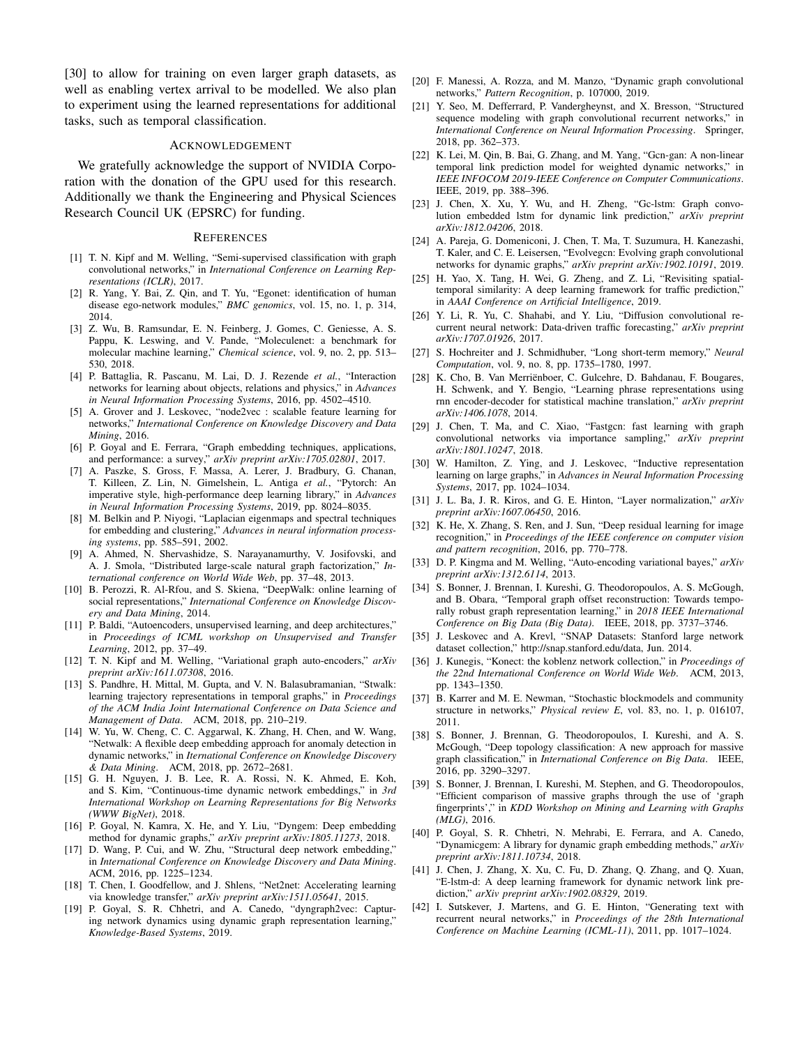[30] to allow for training on even larger graph datasets, as well as enabling vertex arrival to be modelled. We also plan to experiment using the learned representations for additional tasks, such as temporal classification.

## Acknowledgement

We gratefully acknowledge the support of NVIDIA Corporation with the donation of the GPU used for this research. Additionally we thank the Engineering and Physical Sciences Research Council UK (EPSRC) for funding.

## References

[1] T. N. Kipf and M. Welling, "Semi-supervised classification with graph convolutional networks," in *International Conference on Learning Representations (ICLR)*, 2017.

[2] R. Yang, Y. Bai, Z. Qin, and T. Yu, "Egonet: identification of human disease ego-network modules," *BMC genomics*, vol. 15, no. 1, p. 314, 2014.

[3] Z. Wu, B. Ramsundar, E. N. Feinberg, J. Gomes, C. Geniesse, A. S. Pappu, K. Leswing, and V. Pande, "Moleculenet: a benchmark for molecular machine learning," *Chemical science*, vol. 9, no. 2, pp. 513–530, 2018.

[4] P. Battaglia, R. Pascanu, M. Lai, D. J. Rezende *et al.*, "Interaction networks for learning about objects, relations and physics," in *Advances in Neural Information Processing Systems*, 2016, pp. 4502–4510.

[5] A. Grover and J. Leskovec, "node2vec : scalable feature learning for networks," *International Conference on Knowledge Discovery and Data Mining*, 2016.

[6] P. Goyal and E. Ferrara, "Graph embedding techniques, applications, and performance: a survey," *arXiv preprint arXiv:1705.02801*, 2017.

[7] A. Paszke, S. Gross, F. Massa, A. Lerer, J. Bradbury, G. Chanan, T. Killeen, Z. Lin, N. Gimelshein, L. Antiga *et al.*, "Pytorch: An imperative style, high-performance deep learning library," in *Advances in Neural Information Processing Systems*, 2019, pp. 8024–8035.

[8] M. Belkin and P. Niyogi, "Laplacian eigenmaps and spectral techniques for embedding and clustering," *Advances in neural information processing systems*, pp. 585–591, 2002.

[9] A. Ahmed, N. Shervashidze, S. Narayanamurthy, V. Josifovski, and A. J. Smola, "Distributed large-scale natural graph factorization," *International conference on World Wide Web*, pp. 37–48, 2013.

[10] B. Perozzi, R. Al-Rfou, and S. Skiena, "DeepWalk: online learning of social representations," *International Conference on Knowledge Discovery and Data Mining*, 2014.

[11] P. Baldi, "Autoencoders, unsupervised learning, and deep architectures," in *Proceedings of ICML workshop on Unsupervised and Transfer Learning*, 2012, pp. 37–49.

[12] T. N. Kipf and M. Welling, "Variational graph auto-encoders," *arXiv preprint arXiv:1611.07308*, 2016.

[13] S. Pandhre, H. Mittal, M. Gupta, and V. N. Balasubramanian, "Stwalk: learning trajectory representations in temporal graphs," in *Proceedings of the ACM India Joint International Conference on Data Science and Management of Data*. ACM, 2018, pp. 210–219.

[14] W. Yu, W. Cheng, C. C. Aggarwal, K. Zhang, H. Chen, and W. Wang, "Netwalk: A flexible deep embedding approach for anomaly detection in dynamic networks," in *Iternational Conference on Knowledge Discovery & Data Mining*. ACM, 2018, pp. 2672–2681.

[15] G. H. Nguyen, J. B. Lee, R. A. Rossi, N. K. Ahmed, E. Koh, and S. Kim, "Continuous-time dynamic network embeddings," in *3rd International Workshop on Learning Representations for Big Networks (WWW BigNet)*, 2018.

[16] P. Goyal, N. Kamra, X. He, and Y. Liu, "Dyngem: Deep embedding method for dynamic graphs," *arXiv preprint arXiv:1805.11273*, 2018.

[17] D. Wang, P. Cui, and W. Zhu, "Structural deep network embedding," in *International Conference on Knowledge Discovery and Data Mining*. ACM, 2016, pp. 1225–1234.

[18] T. Chen, I. Goodfellow, and J. Shlens, "Net2net: Accelerating learning via knowledge transfer," *arXiv preprint arXiv:1511.05641*, 2015.

[19] P. Goyal, S. R. Chhetri, and A. Canedo, "dyngraph2vec: Capturing network dynamics using dynamic graph representation learning," *Knowledge-Based Systems*, 2019.

[20] F. Manessi, A. Rozza, and M. Manzo, "Dynamic graph convolutional networks," *Pattern Recognition*, p. 107000, 2019.

[21] Y. Seo, M. Defferrard, P. Vandergheynst, and X. Bresson, "Structured sequence modeling with graph convolutional recurrent networks," in *International Conference on Neural Information Processing*. Springer, 2018, pp. 362–373.

[22] K. Lei, M. Qin, B. Bai, G. Zhang, and M. Yang, "Gcn-gan: A non-linear temporal link prediction model for weighted dynamic networks," in *IEEE INFOCOM 2019-IEEE Conference on Computer Communications*. IEEE, 2019, pp. 388–396.

[23] J. Chen, X. Xu, Y. Wu, and H. Zheng, "Gc-lstm: Graph convolution embedded lstm for dynamic link prediction," *arXiv preprint arXiv:1812.04206*, 2018.

[24] A. Pareja, G. Domeniconi, J. Chen, T. Ma, T. Suzumura, H. Kanezashi, T. Kaler, and C. E. Leisersen, "Evolvegcn: Evolving graph convolutional networks for dynamic graphs," *arXiv preprint arXiv:1902.10191*, 2019.

[25] H. Yao, X. Tang, H. Wei, G. Zheng, and Z. Li, "Revisiting spatial-temporal similarity: A deep learning framework for traffic prediction," in *AAAI Conference on Artificial Intelligence*, 2019.

[26] Y. Li, R. Yu, C. Shahabi, and Y. Liu, "Diffusion convolutional recurrent neural network: Data-driven traffic forecasting," *arXiv preprint arXiv:1707.01926*, 2017.

[27] S. Hochreiter and J. Schmidhuber, "Long short-term memory," *Neural Computation*, vol. 9, no. 8, pp. 1735–1780, 1997.

[28] K. Cho, B. Van Merriënboer, C. Gulcehre, D. Bahdanau, F. Bougares, H. Schwenk, and Y. Bengio, "Learning phrase representations using rnn encoder-decoder for statistical machine translation," *arXiv preprint arXiv:1406.1078*, 2014.

[29] J. Chen, T. Ma, and C. Xiao, "Fastgcn: fast learning with graph convolutional networks via importance sampling," *arXiv preprint arXiv:1801.10247*, 2018.

[30] W. Hamilton, Z. Ying, and J. Leskovec, "Inductive representation learning on large graphs," in *Advances in Neural Information Processing Systems*, 2017, pp. 1024–1034.

[31] J. L. Ba, J. R. Kiros, and G. E. Hinton, "Layer normalization," *arXiv preprint arXiv:1607.06450*, 2016.

[32] K. He, X. Zhang, S. Ren, and J. Sun, "Deep residual learning for image recognition," in *Proceedings of the IEEE conference on computer vision and pattern recognition*, 2016, pp. 770–778.

[33] D. P. Kingma and M. Welling, "Auto-encoding variational bayes," *arXiv preprint arXiv:1312.6114*, 2013.

[34] S. Bonner, J. Brennan, I. Kureshi, G. Theodoropoulos, A. S. McGough, and B. Obara, "Temporal graph offset reconstruction: Towards temporally robust graph representation learning," in *2018 IEEE International Conference on Big Data (Big Data)*. IEEE, 2018, pp. 3737–3746.

[35] J. Leskovec and A. Krevl, "SNAP Datasets: Stanford large network dataset collection," http://snap.stanford.edu/data, Jun. 2014.

[36] J. Kunegis, "Konect: the koblenz network collection," in *Proceedings of the 22nd International Conference on World Wide Web*. ACM, 2013, pp. 1343–1350.

[37] B. Karrer and M. E. Newman, "Stochastic blockmodels and community structure in networks," *Physical review E*, vol. 83, no. 1, p. 016107, 2011.

[38] S. Bonner, J. Brennan, G. Theodoropoulos, I. Kureshi, and A. S. McGough, "Deep topology classification: A new approach for massive graph classification," in *International Conference on Big Data*. IEEE, 2016, pp. 3290–3297.

[39] S. Bonner, J. Brennan, I. Kureshi, M. Stephen, and G. Theodoropoulos, "Efficient comparison of massive graphs through the use of 'graph fingerprints'," in *KDD Workshop on Mining and Learning with Graphs (MLG)*, 2016.

[40] P. Goyal, S. R. Chhetri, N. Mehrabi, E. Ferrara, and A. Canedo, "Dynamicgem: A library for dynamic graph embedding methods," *arXiv preprint arXiv:1811.10734*, 2018.

[41] J. Chen, J. Zhang, X. Xu, C. Fu, D. Zhang, Q. Zhang, and Q. Xuan, "E-lstm-d: A deep learning framework for dynamic network link prediction," *arXiv preprint arXiv:1902.08329*, 2019.

[42] I. Sutskever, J. Martens, and G. E. Hinton, "Generating text with recurrent neural networks," in *Proceedings of the 28th International Conference on Machine Learning (ICML-11)*, 2011, pp. 1017–1024.